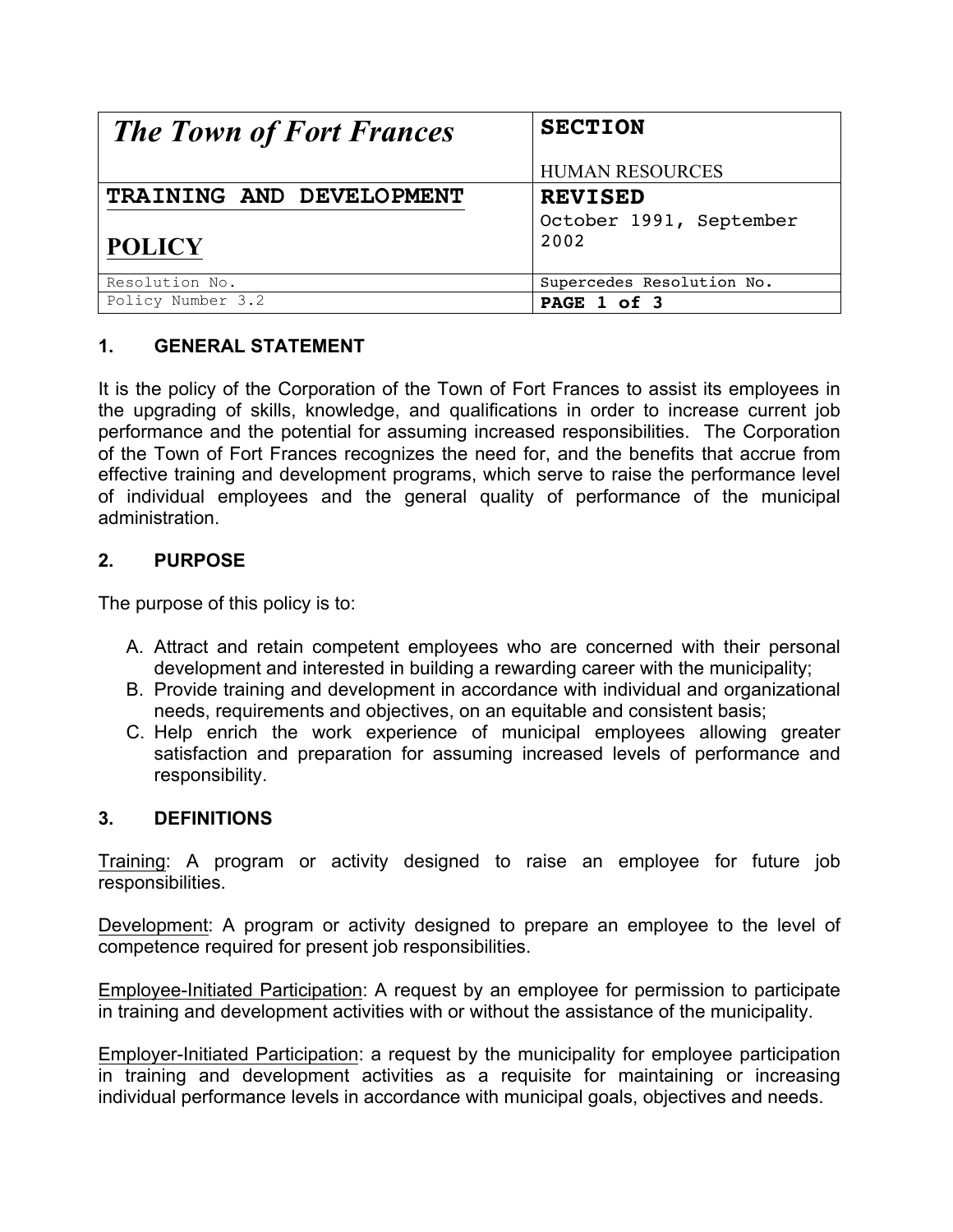| *The Town of Fort Frances* | **SECTION**<br><br>HUMAN RESOURCES |
| --- | --- |
| **TRAINING AND DEVELOPMENT**<br><br>**POLICY** | **REVISED**<br>October 1991, September 2002 |
| Resolution No. | Supercedes Resolution No. |
| Policy Number 3.2 | |

### 1. GENERAL STATEMENT

It is the policy of the Corporation of the Town of Fort Frances to assist its employees in the upgrading of skills, knowledge, and qualifications in order to increase current job performance and the potential for assuming increased responsibilities. The Corporation of the Town of Fort Frances recognizes the need for, and the benefits that accrue from effective training and development programs, which serve to raise the performance level of individual employees and the general quality of performance of the municipal administration.

### 2. PURPOSE

The purpose of this policy is to:

A. Attract and retain competent employees who are concerned with their personal development and interested in building a rewarding career with the municipality;
B. Provide training and development in accordance with individual and organizational needs, requirements and objectives, on an equitable and consistent basis;
C. Help enrich the work experience of municipal employees allowing greater satisfaction and preparation for assuming increased levels of performance and responsibility.

### 3. DEFINITIONS

Training: A program or activity designed to raise an employee for future job responsibilities.

Development: A program or activity designed to prepare an employee to the level of competence required for present job responsibilities.

Employee-Initiated Participation: A request by an employee for permission to participate in training and development activities with or without the assistance of the municipality.

Employer-Initiated Participation: a request by the municipality for employee participation in training and development activities as a requisite for maintaining or increasing individual performance levels in accordance with municipal goals, objectives and needs.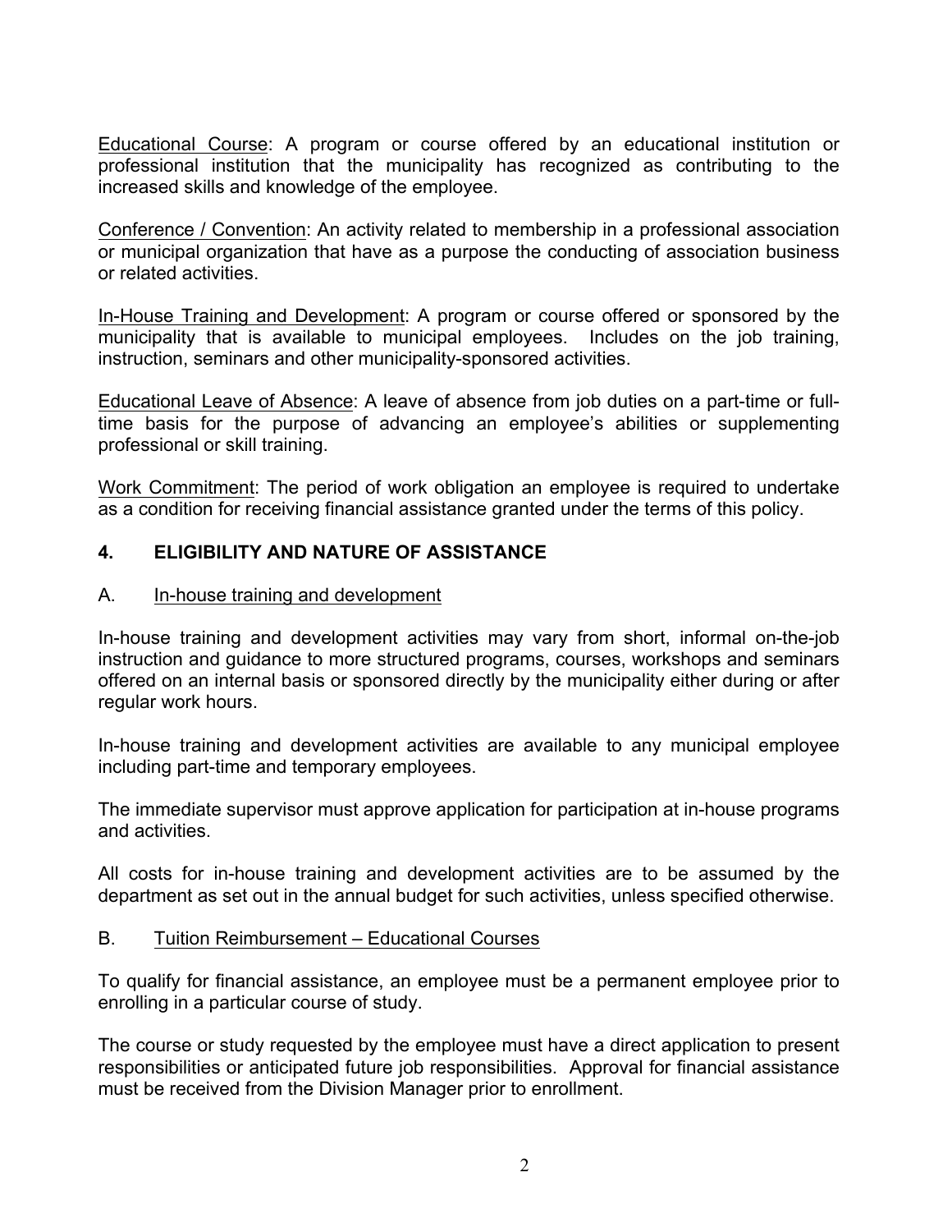Educational Course: A program or course offered by an educational institution or professional institution that the municipality has recognized as contributing to the increased skills and knowledge of the employee.

Conference / Convention: An activity related to membership in a professional association or municipal organization that have as a purpose the conducting of association business or related activities.

In-House Training and Development: A program or course offered or sponsored by the municipality that is available to municipal employees. Includes on the job training, instruction, seminars and other municipality-sponsored activities.

Educational Leave of Absence: A leave of absence from job duties on a part-time or full-time basis for the purpose of advancing an employee's abilities or supplementing professional or skill training.

Work Commitment: The period of work obligation an employee is required to undertake as a condition for receiving financial assistance granted under the terms of this policy.

## 4. ELIGIBILITY AND NATURE OF ASSISTANCE

### A. In-house training and development

In-house training and development activities may vary from short, informal on-the-job instruction and guidance to more structured programs, courses, workshops and seminars offered on an internal basis or sponsored directly by the municipality either during or after regular work hours.

In-house training and development activities are available to any municipal employee including part-time and temporary employees.

The immediate supervisor must approve application for participation at in-house programs and activities.

All costs for in-house training and development activities are to be assumed by the department as set out in the annual budget for such activities, unless specified otherwise.

### B. Tuition Reimbursement – Educational Courses

To qualify for financial assistance, an employee must be a permanent employee prior to enrolling in a particular course of study.

The course or study requested by the employee must have a direct application to present responsibilities or anticipated future job responsibilities. Approval for financial assistance must be received from the Division Manager prior to enrollment.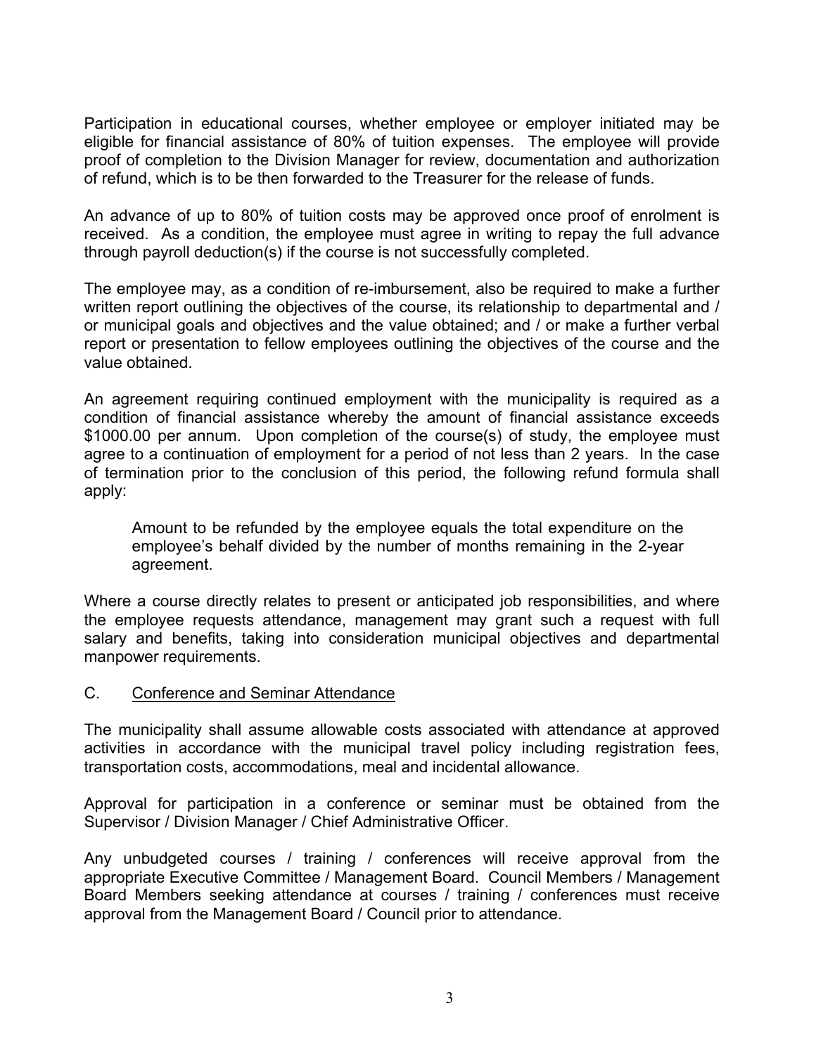Participation in educational courses, whether employee or employer initiated may be eligible for financial assistance of 80% of tuition expenses. The employee will provide proof of completion to the Division Manager for review, documentation and authorization of refund, which is to be then forwarded to the Treasurer for the release of funds.

An advance of up to 80% of tuition costs may be approved once proof of enrolment is received. As a condition, the employee must agree in writing to repay the full advance through payroll deduction(s) if the course is not successfully completed.

The employee may, as a condition of re-imbursement, also be required to make a further written report outlining the objectives of the course, its relationship to departmental and / or municipal goals and objectives and the value obtained; and / or make a further verbal report or presentation to fellow employees outlining the objectives of the course and the value obtained.

An agreement requiring continued employment with the municipality is required as a condition of financial assistance whereby the amount of financial assistance exceeds $1000.00 per annum. Upon completion of the course(s) of study, the employee must agree to a continuation of employment for a period of not less than 2 years. In the case of termination prior to the conclusion of this period, the following refund formula shall apply:

> Amount to be refunded by the employee equals the total expenditure on the employee's behalf divided by the number of months remaining in the 2-year agreement.

Where a course directly relates to present or anticipated job responsibilities, and where the employee requests attendance, management may grant such a request with full salary and benefits, taking into consideration municipal objectives and departmental manpower requirements.

## C. Conference and Seminar Attendance

The municipality shall assume allowable costs associated with attendance at approved activities in accordance with the municipal travel policy including registration fees, transportation costs, accommodations, meal and incidental allowance.

Approval for participation in a conference or seminar must be obtained from the Supervisor / Division Manager / Chief Administrative Officer.

Any unbudgeted courses / training / conferences will receive approval from the appropriate Executive Committee / Management Board. Council Members / Management Board Members seeking attendance at courses / training / conferences must receive approval from the Management Board / Council prior to attendance.